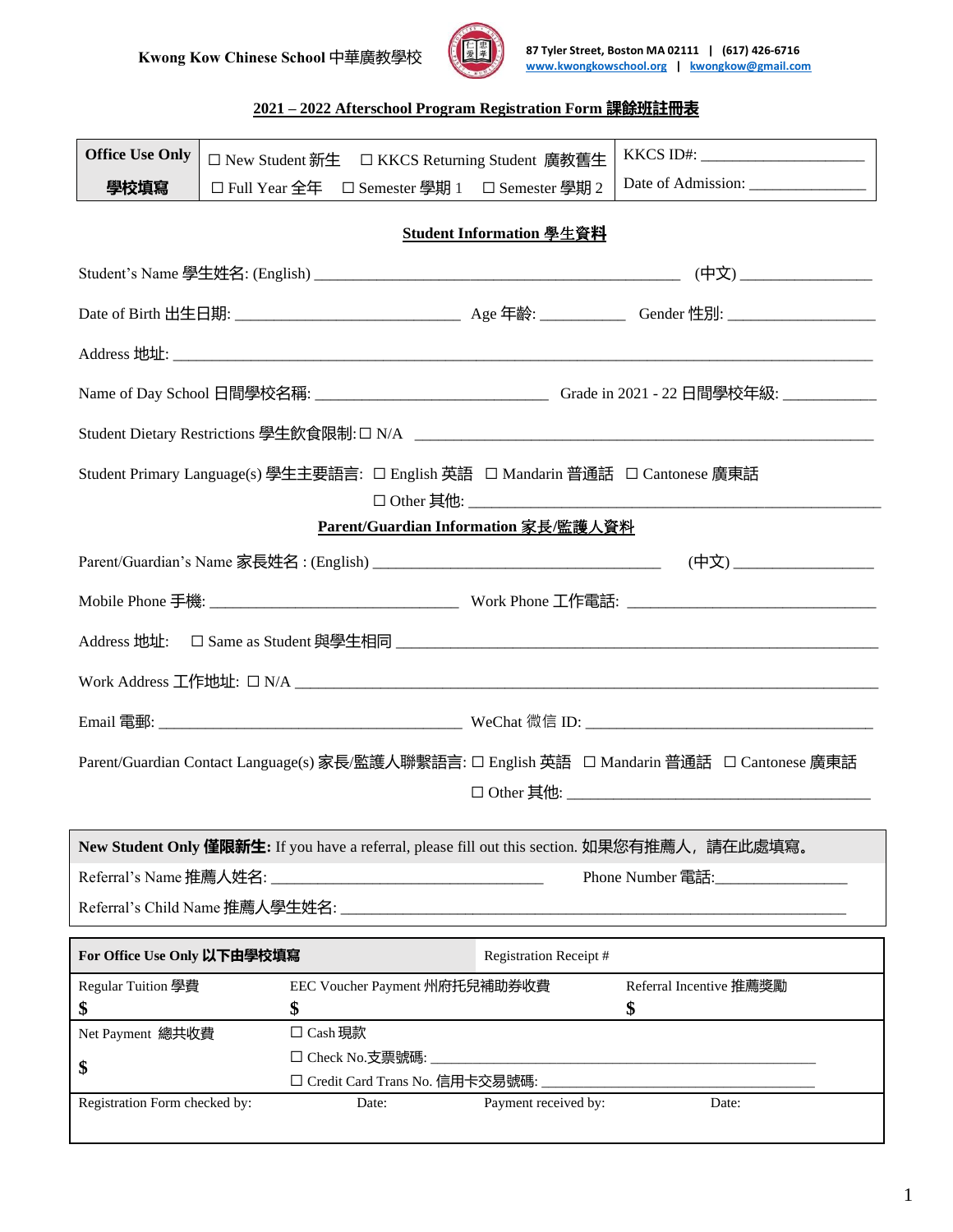**Kwong Kow Chinese School 中華廣教學校**

87 Tyler Street, Boston MA 02111 | (617) 426-6716
www.kwongkowschool.org | kwongkow@gmail.com

## 2021 – 2022 Afterschool Program Registration Form 課餘班註冊表

| Office Use Only 學校填寫 | ☐ New Student 新生 ☐ KKCS Returning Student 廣教舊生 | KKCS ID#: ____________________ |
|---|---|---|
| | ☐ Full Year 全年 ☐ Semester 學期 1 ☐ Semester 學期 2 | Date of Admission: ______________ |

### Student Information 學生資料

Student's Name 學生姓名: (English) ____________________________________________ (中文) ________________

Date of Birth 出生日期: ___________________________ Age 年齡: __________ Gender 性別: __________________

Address 地址: ____________________________________________________________________________________

Name of Day School 日間學校名稱: ____________________________ Grade in 2021 - 22 日間學校年級: ___________

Student Dietary Restrictions 學生飲食限制: ☐ N/A ________________________________________________________

Student Primary Language(s) 學生主要語言: ☐ English 英語 ☐ Mandarin 普通話 ☐ Cantonese 廣東話
☐ Other 其他: ______________________________________________

### Parent/Guardian Information 家長/監護人資料

Parent/Guardian's Name 家長姓名 : (English) ___________________________________ (中文) _________________

Mobile Phone 手機: ______________________________ Work Phone 工作電話: ______________________________

Address 地址: ☐ Same as Student 與學生相同 ____________________________________________________________

Work Address 工作地址: ☐ N/A ________________________________________________________________________

Email 電郵: ____________________________________ WeChat 微信 ID: __________________________________

Parent/Guardian Contact Language(s) 家長/監護人聯繫語言: ☐ English 英語 ☐ Mandarin 普通話 ☐ Cantonese 廣東話
☐ Other 其他: _____________________________________

**New Student Only 僅限新生:** If you have a referral, please fill out this section. 如果您有推薦人，請在此處填寫。

Referral's Name 推薦人姓名: _________________________________ Phone Number 電話:________________

Referral's Child Name 推薦人學生姓名: ______________________________________________________________

| For Office Use Only 以下由學校填寫 | | Registration Receipt # | |
|---|---|---|---|
| Regular Tuition 學費<br>$ | EEC Voucher Payment 州府托兒補助券收費<br>$ | | Referral Incentive 推薦獎勵<br>$ |
| Net Payment 總共收費<br>$ | ☐ Cash 現款<br>☐ Check No.支票號碼: ________________________________________<br>☐ Credit Card Trans No. 信用卡交易號碼: ______________________________ | | |
| Registration Form checked by: | Date: | Payment received by: | Date: |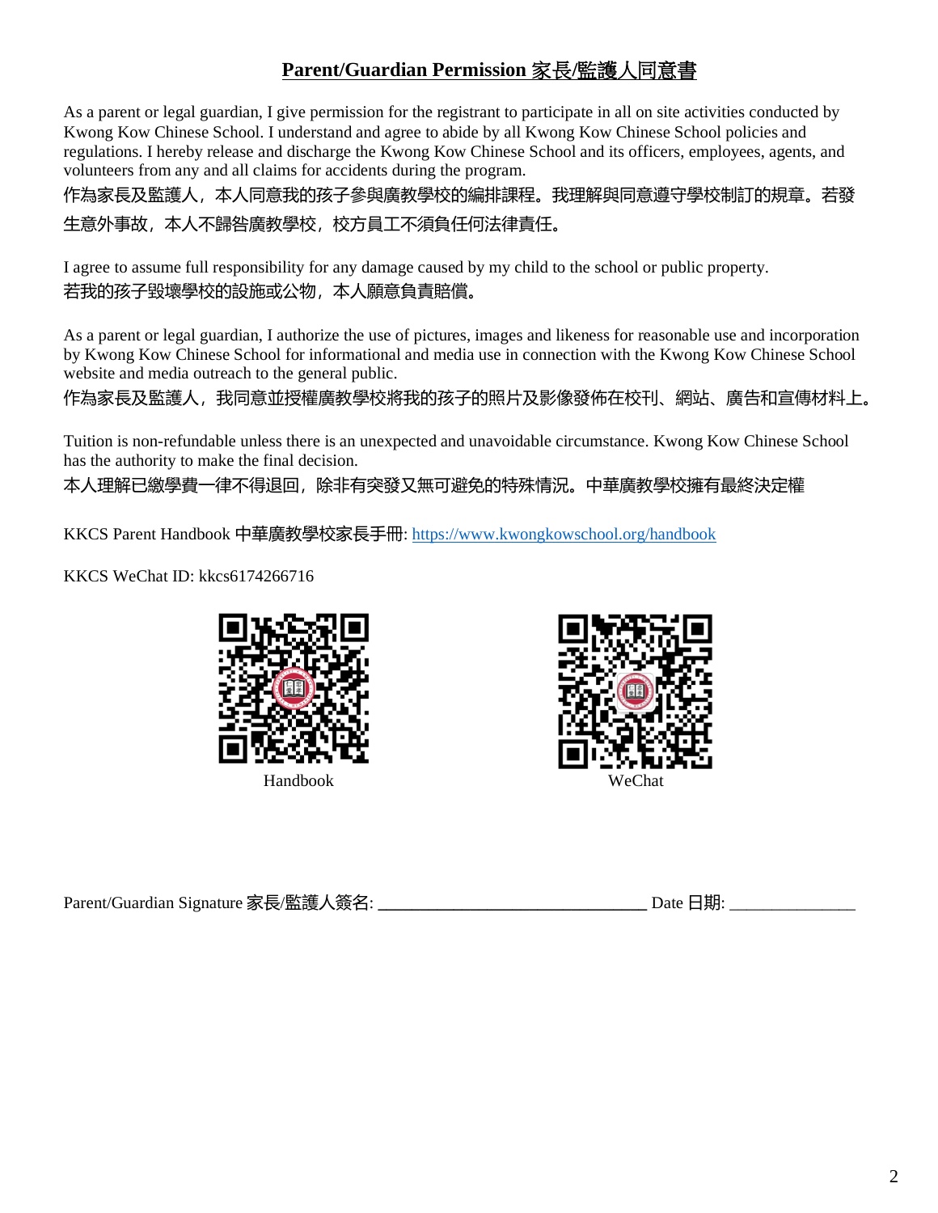## Parent/Guardian Permission 家長/監護人同意書

As a parent or legal guardian, I give permission for the registrant to participate in all on site activities conducted by Kwong Kow Chinese School. I understand and agree to abide by all Kwong Kow Chinese School policies and regulations. I hereby release and discharge the Kwong Kow Chinese School and its officers, employees, agents, and volunteers from any and all claims for accidents during the program.

作為家長及監護人，本人同意我的孩子參與廣教學校的編排課程。我理解與同意遵守學校制訂的規章。若發生意外事故，本人不歸咎廣教學校，校方員工不須負任何法律責任。

I agree to assume full responsibility for any damage caused by my child to the school or public property.

若我的孩子毀壞學校的設施或公物，本人願意負責賠償。

As a parent or legal guardian, I authorize the use of pictures, images and likeness for reasonable use and incorporation by Kwong Kow Chinese School for informational and media use in connection with the Kwong Kow Chinese School website and media outreach to the general public.

作為家長及監護人，我同意並授權廣教學校將我的孩子的照片及影像發佈在校刊、網站、廣告和宣傳材料上。

Tuition is non-refundable unless there is an unexpected and unavoidable circumstance. Kwong Kow Chinese School has the authority to make the final decision.

本人理解已繳學費一律不得退回，除非有突發又無可避免的特殊情況。中華廣教學校擁有最終決定權

KKCS Parent Handbook 中華廣教學校家長手冊: https://www.kwongkowschool.org/handbook

KKCS WeChat ID: kkcs6174266716

Handbook

WeChat

Parent/Guardian Signature 家長/監護人簽名: ______________________________ Date 日期: ______________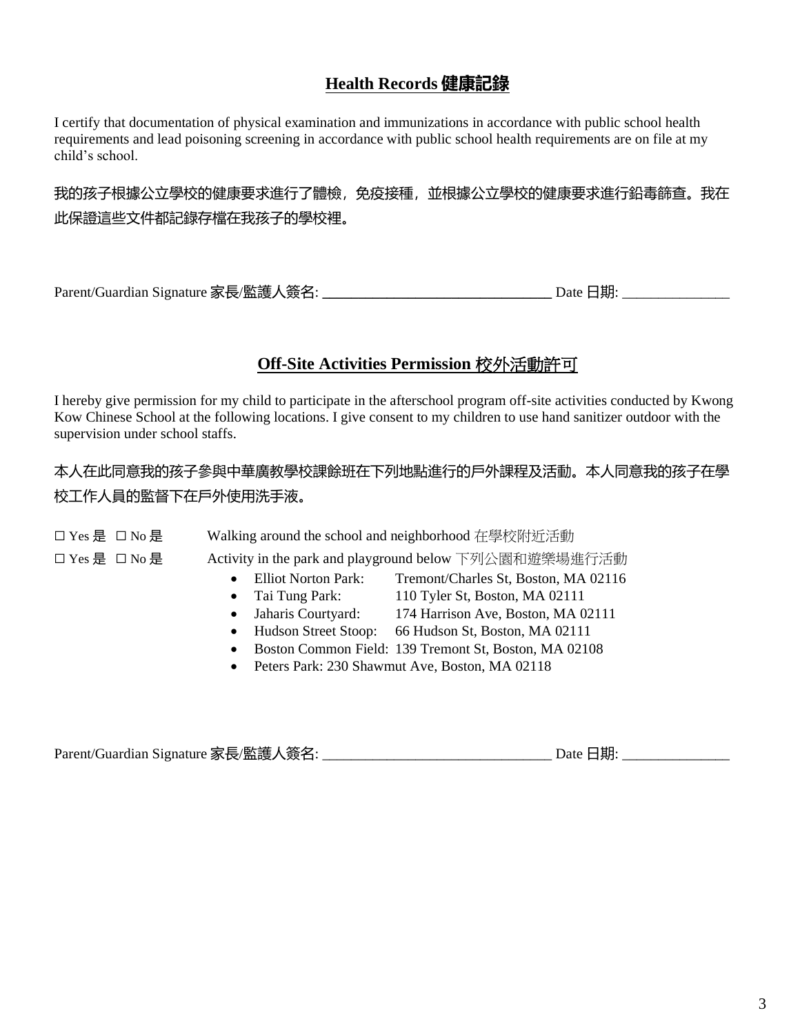## Health Records 健康記錄

I certify that documentation of physical examination and immunizations in accordance with public school health requirements and lead poisoning screening in accordance with public school health requirements are on file at my child's school.

我的孩子根據公立學校的健康要求進行了體檢，免疫接種，並根據公立學校的健康要求進行鉛毒篩查。我在此保證這些文件都記錄存檔在我孩子的學校裡。

Parent/Guardian Signature 家長/監護人簽名: _______________________________ Date 日期: _______________

## Off-Site Activities Permission 校外活動許可

I hereby give permission for my child to participate in the afterschool program off-site activities conducted by Kwong Kow Chinese School at the following locations. I give consent to my children to use hand sanitizer outdoor with the supervision under school staffs.

本人在此同意我的孩子參與中華廣教學校課餘班在下列地點進行的戶外課程及活動。本人同意我的孩子在學校工作人員的監督下在戶外使用洗手液。

☐ Yes 是 ☐ No 是 Walking around the school and neighborhood 在學校附近活動

☐ Yes 是 ☐ No 是 Activity in the park and playground below 下列公園和遊樂場進行活動

- Elliot Norton Park: Tremont/Charles St, Boston, MA 02116
- Tai Tung Park: 110 Tyler St, Boston, MA 02111
- Jaharis Courtyard: 174 Harrison Ave, Boston, MA 02111
- Hudson Street Stoop: 66 Hudson St, Boston, MA 02111
- Boston Common Field: 139 Tremont St, Boston, MA 02108
- Peters Park: 230 Shawmut Ave, Boston, MA 02118

Parent/Guardian Signature 家長/監護人簽名: _______________________________ Date 日期: _______________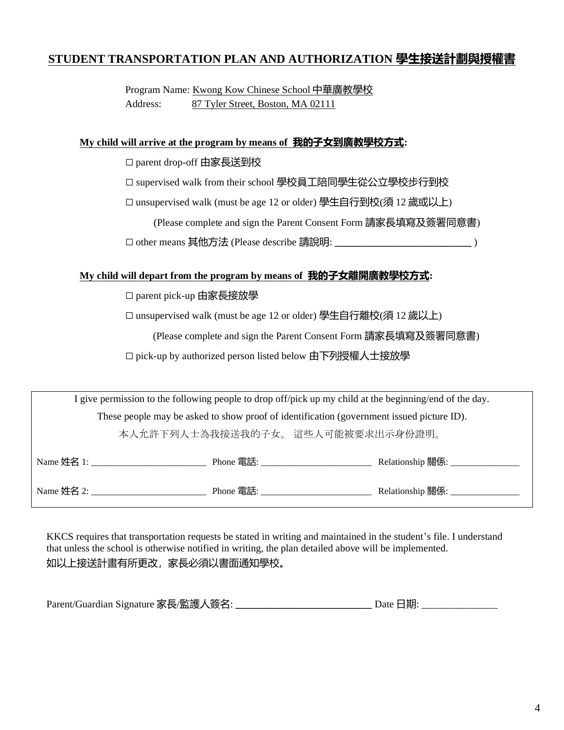## STUDENT TRANSPORTATION PLAN AND AUTHORIZATION 學生接送計劃與授權書

Program Name: Kwong Kow Chinese School 中華廣教學校
Address: 87 Tyler Street, Boston, MA 02111

**My child will arrive at the program by means of 我的子女到廣教學校方式:**

□ parent drop-off 由家長送到校

□ supervised walk from their school 學校員工陪同學生從公立學校步行到校

□ unsupervised walk (must be age 12 or older) 學生自行到校(須 12 歲或以上)

(Please complete and sign the Parent Consent Form 請家長填寫及簽署同意書)

□ other means 其他方法 (Please describe 請說明: ___________________________ )

**My child will depart from the program by means of 我的子女離開廣教學校方式:**

□ parent pick-up 由家長接放學

□ unsupervised walk (must be age 12 or older) 學生自行離校(須 12 歲以上)

(Please complete and sign the Parent Consent Form 請家長填寫及簽署同意書)

□ pick-up by authorized person listed below 由下列授權人士接放學

I give permission to the following people to drop off/pick up my child at the beginning/end of the day.

These people may be asked to show proof of identification (government issued picture ID).

本人允許下列人士為我接送我的子女。 這些人可能被要求出示身份證明。

Name 姓名 1: ________________________ Phone 電話: ________________________ Relationship 關係: _______________

Name 姓名 2: ________________________ Phone 電話: ________________________ Relationship 關係: _______________

KKCS requires that transportation requests be stated in writing and maintained in the student's file. I understand that unless the school is otherwise notified in writing, the plan detailed above will be implemented.
如以上接送計畫有所更改，家長必須以書面通知學校。

Parent/Guardian Signature 家長/監護人簽名: ___________________________ Date 日期: _______________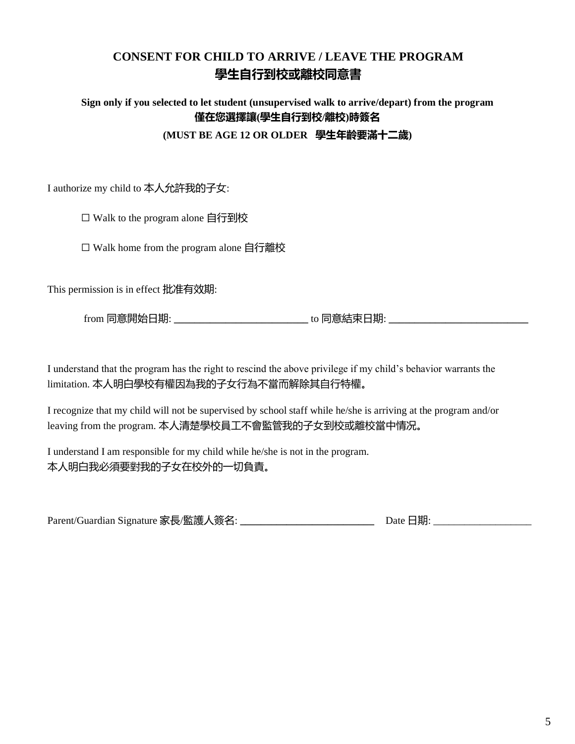# CONSENT FOR CHILD TO ARRIVE / LEAVE THE PROGRAM
# 學生自行到校或離校同意書

**Sign only if you selected to let student (unsupervised walk to arrive/depart) from the program**
**僅在您選擇讓(學生自行到校/離校)時簽名**

**(MUST BE AGE 12 OR OLDER 學生年齡要滿十二歲)**

I authorize my child to 本人允許我的子女:

☐ Walk to the program alone 自行到校

☐ Walk home from the program alone 自行離校

This permission is in effect 批准有效期:

from 同意開始日期: ________________________ to 同意結束日期: __________________________

I understand that the program has the right to rescind the above privilege if my child's behavior warrants the limitation. 本人明白學校有權因為我的子女行為不當而解除其自行特權。

I recognize that my child will not be supervised by school staff while he/she is arriving at the program and/or leaving from the program. 本人清楚學校員工不會監管我的子女到校或離校當中情況。

I understand I am responsible for my child while he/she is not in the program.
本人明白我必須要對我的子女在校外的一切負責。

Parent/Guardian Signature 家長/監護人簽名: _________________________ Date 日期: ___________________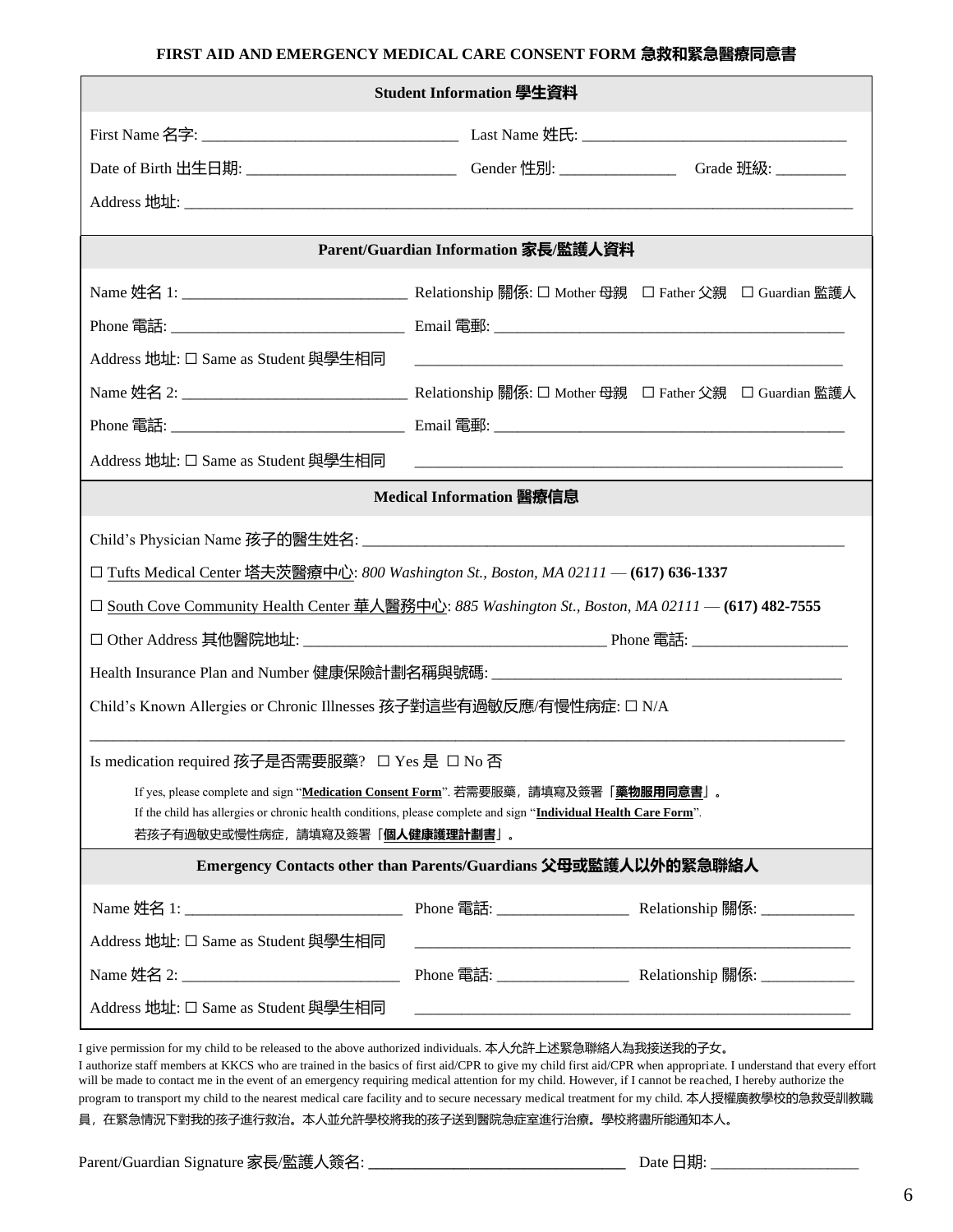**FIRST AID AND EMERGENCY MEDICAL CARE CONSENT FORM 急救和緊急醫療同意書**

## Student Information 學生資料

First Name 名字: ______________________________ Last Name 姓氏: ______________________________

Date of Birth 出生日期: ________________________ Gender 性別: ______________ Grade 班級: _________

Address 地址: ______________________________________________________________________________

## Parent/Guardian Information 家長/監護人資料

Name 姓名 1: __________________________ Relationship 關係: ☐ Mother 母親 ☐ Father 父親 ☐ Guardian 監護人

Phone 電話: ____________________________ Email 電郵: ____________________________________________

Address 地址: ☐ Same as Student 與學生相同 ________________________________________________

Name 姓名 2: __________________________ Relationship 關係: ☐ Mother 母親 ☐ Father 父親 ☐ Guardian 監護人

Phone 電話: ____________________________ Email 電郵: ____________________________________________

Address 地址: ☐ Same as Student 與學生相同 ________________________________________________

## Medical Information 醫療信息

Child's Physician Name 孩子的醫生姓名: ______________________________________________________

☐ Tufts Medical Center 塔夫茨醫療中心: *800 Washington St., Boston, MA 02111* — **(617) 636-1337**

☐ South Cove Community Health Center 華人醫務中心: *885 Washington St., Boston, MA 02111* — **(617) 482-7555**

☐ Other Address 其他醫院地址: ____________________________________ Phone 電話: __________________

Health Insurance Plan and Number 健康保險計劃名稱與號碼: __________________________________________

Child's Known Allergies or Chronic Illnesses 孩子對這些有過敏反應/有慢性病症: ☐ N/A

______________________________________________________________________________________

Is medication required 孩子是否需要服藥? ☐ Yes 是 ☐ No 否

If yes, please complete and sign "**Medication Consent Form**". 若需要服藥，請填寫及簽署「**藥物服用同意書**」。
If the child has allergies or chronic health conditions, please complete and sign "**Individual Health Care Form**".
若孩子有過敏史或慢性病症，請填寫及簽署「**個人健康護理計劃書**」。

## Emergency Contacts other than Parents/Guardians 父母或監護人以外的緊急聯絡人

Name 姓名 1: __________________________ Phone 電話: ________________ Relationship 關係: ___________

Address 地址: ☐ Same as Student 與學生相同 ________________________________________________

Name 姓名 2: __________________________ Phone 電話: ________________ Relationship 關係: ___________

Address 地址: ☐ Same as Student 與學生相同 ________________________________________________

I give permission for my child to be released to the above authorized individuals. 本人允許上述緊急聯絡人為我接送我的子女。
I authorize staff members at KKCS who are trained in the basics of first aid/CPR to give my child first aid/CPR when appropriate. I understand that every effort will be made to contact me in the event of an emergency requiring medical attention for my child. However, if I cannot be reached, I hereby authorize the program to transport my child to the nearest medical care facility and to secure necessary medical treatment for my child. 本人授權廣教學校的急救受訓教職員，在緊急情況下對我的孩子進行救治。本人並允許學校將我的孩子送到醫院急症室進行治療。學校將盡所能通知本人。

Parent/Guardian Signature 家長/監護人簽名: ______________________________ Date 日期: __________________